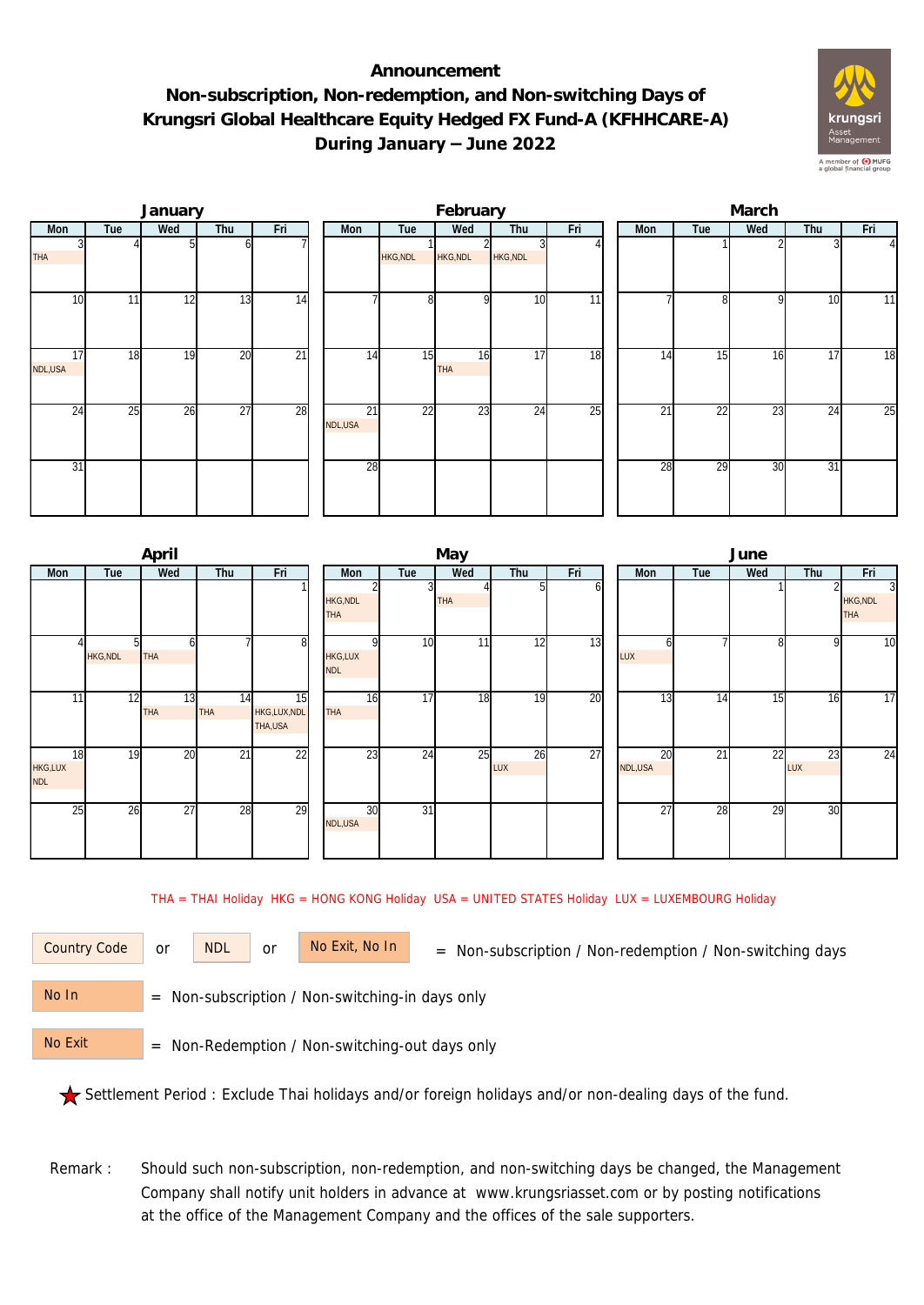# Announcement

## Non-subscription, Non-redemption, and Non-switching Days of Krungsri Global Healthcare Equity Hedged FX Fund-A (KFHHCARE-A) During January – June 2022

### January

| Mon | Tue | Wed | Thu | Fri |
|---|---|---|---|---|
| 3 THA | 4 | 5 | 6 | 7 |
| 10 | 11 | 12 | 13 | 14 |
| 17 NDL,USA | 18 | 19 | 20 | 21 |
| 24 | 25 | 26 | 27 | 28 |
| 31 | | | | |

### February

| Mon | Tue | Wed | Thu | Fri |
|---|---|---|---|---|
| | 1 HKG,NDL | 2 HKG,NDL | 3 HKG,NDL | 4 |
| 7 | 8 | 9 | 10 | 11 |
| 14 | 15 | 16 THA | 17 | 18 |
| 21 NDL,USA | 22 | 23 | 24 | 25 |
| 28 | | | | |

### March

| Mon | Tue | Wed | Thu | Fri |
|---|---|---|---|---|
| | 1 | 2 | 3 | 4 |
| 7 | 8 | 9 | 10 | 11 |
| 14 | 15 | 16 | 17 | 18 |
| 21 | 22 | 23 | 24 | 25 |
| 28 | 29 | 30 | 31 | |

### April

| Mon | Tue | Wed | Thu | Fri |
|---|---|---|---|---|
| | | | | 1 |
| 4 | 5 HKG,NDL | 6 THA | 7 | 8 |
| 11 | 12 | 13 THA | 14 THA | 15 HKG,LUX,NDL THA,USA |
| 18 HKG,LUX NDL | 19 | 20 | 21 | 22 |
| 25 | 26 | 27 | 28 | 29 |

### May

| Mon | Tue | Wed | Thu | Fri |
|---|---|---|---|---|
| 2 HKG,NDL THA | 3 | 4 THA | 5 | 6 |
| 9 HKG,LUX NDL | 10 | 11 | 12 | 13 |
| 16 THA | 17 | 18 | 19 | 20 |
| 23 | 24 | 25 | 26 LUX | 27 |
| 30 NDL,USA | 31 | | | |

### June

| Mon | Tue | Wed | Thu | Fri |
|---|---|---|---|---|
| | | 1 | 2 | 3 HKG,NDL THA |
| 6 LUX | 7 | 8 | 9 | 10 |
| 13 | 14 | 15 | 16 | 17 |
| 20 NDL,USA | 21 | 22 | 23 LUX | 24 |
| 27 | 28 | 29 | 30 | |

THA = THAI Holiday HKG = HONG KONG Holiday USA = UNITED STATES Holiday LUX = LUXEMBOURG Holiday

Country Code or NDL or No Exit, No In = Non-subscription / Non-redemption / Non-switching days

No In = Non-subscription / Non-switching-in days only

No Exit = Non-Redemption / Non-switching-out days only

★ Settlement Period : Exclude Thai holidays and/or foreign holidays and/or non-dealing days of the fund.

Remark : Should such non-subscription, non-redemption, and non-switching days be changed, the Management Company shall notify unit holders in advance at www.krungsriasset.com or by posting notifications at the office of the Management Company and the offices of the sale supporters.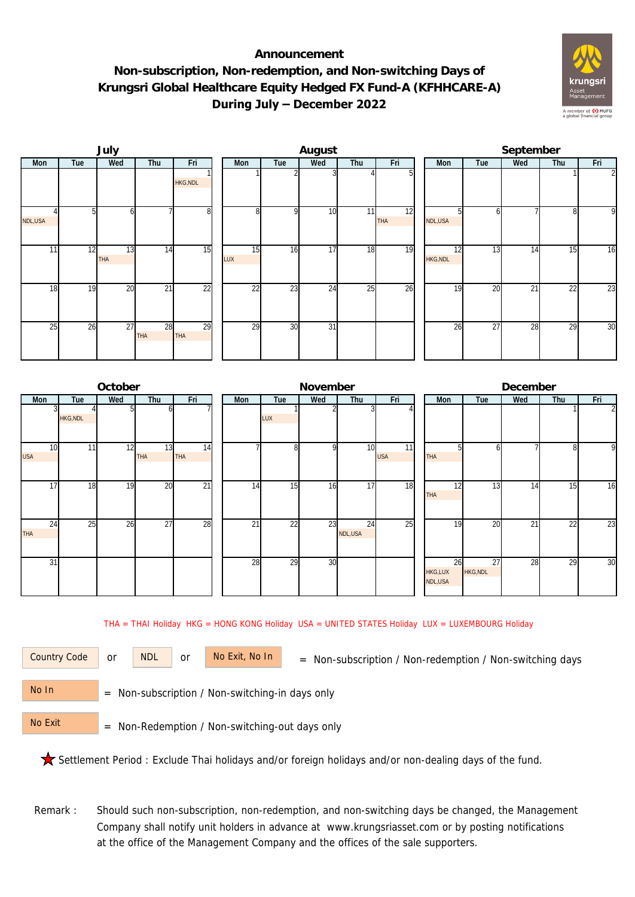# Announcement

## Non-subscription, Non-redemption, and Non-switching Days of Krungsri Global Healthcare Equity Hedged FX Fund-A (KFHHCARE-A) During July – December 2022

### July

| Mon | Tue | Wed | Thu | Fri |
|---|---|---|---|---|
| | | | | 1 HKG,NDL |
| 4 NDL,USA | 5 | 6 | 7 | 8 |
| 11 | 12 | 13 THA | 14 | 15 |
| 18 | 19 | 20 | 21 | 22 |
| 25 | 26 | 27 | 28 THA | 29 THA |

### August

| Mon | Tue | Wed | Thu | Fri |
|---|---|---|---|---|
| 1 | 2 | 3 | 4 | 5 |
| 8 | 9 | 10 | 11 | 12 THA |
| 15 LUX | 16 | 17 | 18 | 19 |
| 22 | 23 | 24 | 25 | 26 |
| 29 | 30 | 31 | | |

### September

| Mon | Tue | Wed | Thu | Fri |
|---|---|---|---|---|
| | | | 1 | 2 |
| 5 NDL,USA | 6 | 7 | 8 | 9 |
| 12 HKG,NDL | 13 | 14 | 15 | 16 |
| 19 | 20 | 21 | 22 | 23 |
| 26 | 27 | 28 | 29 | 30 |

### October

| Mon | Tue | Wed | Thu | Fri |
|---|---|---|---|---|
| 3 | 4 HKG,NDL | 5 | 6 | 7 |
| 10 USA | 11 | 12 | 13 THA | 14 THA |
| 17 | 18 | 19 | 20 | 21 |
| 24 THA | 25 | 26 | 27 | 28 |
| 31 | | | | |

### November

| Mon | Tue | Wed | Thu | Fri |
|---|---|---|---|---|
| | 1 LUX | 2 | 3 | 4 |
| 7 | 8 | 9 | 10 | 11 USA |
| 14 | 15 | 16 | 17 | 18 |
| 21 | 22 | 23 | 24 NDL,USA | 25 |
| 28 | 29 | 30 | | |

### December

| Mon | Tue | Wed | Thu | Fri |
|---|---|---|---|---|
| | | | 1 | 2 |
| 5 THA | 6 | 7 | 8 | 9 |
| 12 THA | 13 | 14 | 15 | 16 |
| 19 | 20 | 21 | 22 | 23 |
| 26 HKG,LUX NDL,USA | 27 HKG,NDL | 28 | 29 | 30 |

THA = THAI Holiday HKG = HONG KONG Holiday USA = UNITED STATES Holiday LUX = LUXEMBOURG Holiday

Country Code or NDL or No Exit, No In = Non-subscription / Non-redemption / Non-switching days

No In = Non-subscription / Non-switching-in days only

No Exit = Non-Redemption / Non-switching-out days only

★ Settlement Period : Exclude Thai holidays and/or foreign holidays and/or non-dealing days of the fund.

Remark : Should such non-subscription, non-redemption, and non-switching days be changed, the Management Company shall notify unit holders in advance at www.krungsriasset.com or by posting notifications at the office of the Management Company and the offices of the sale supporters.